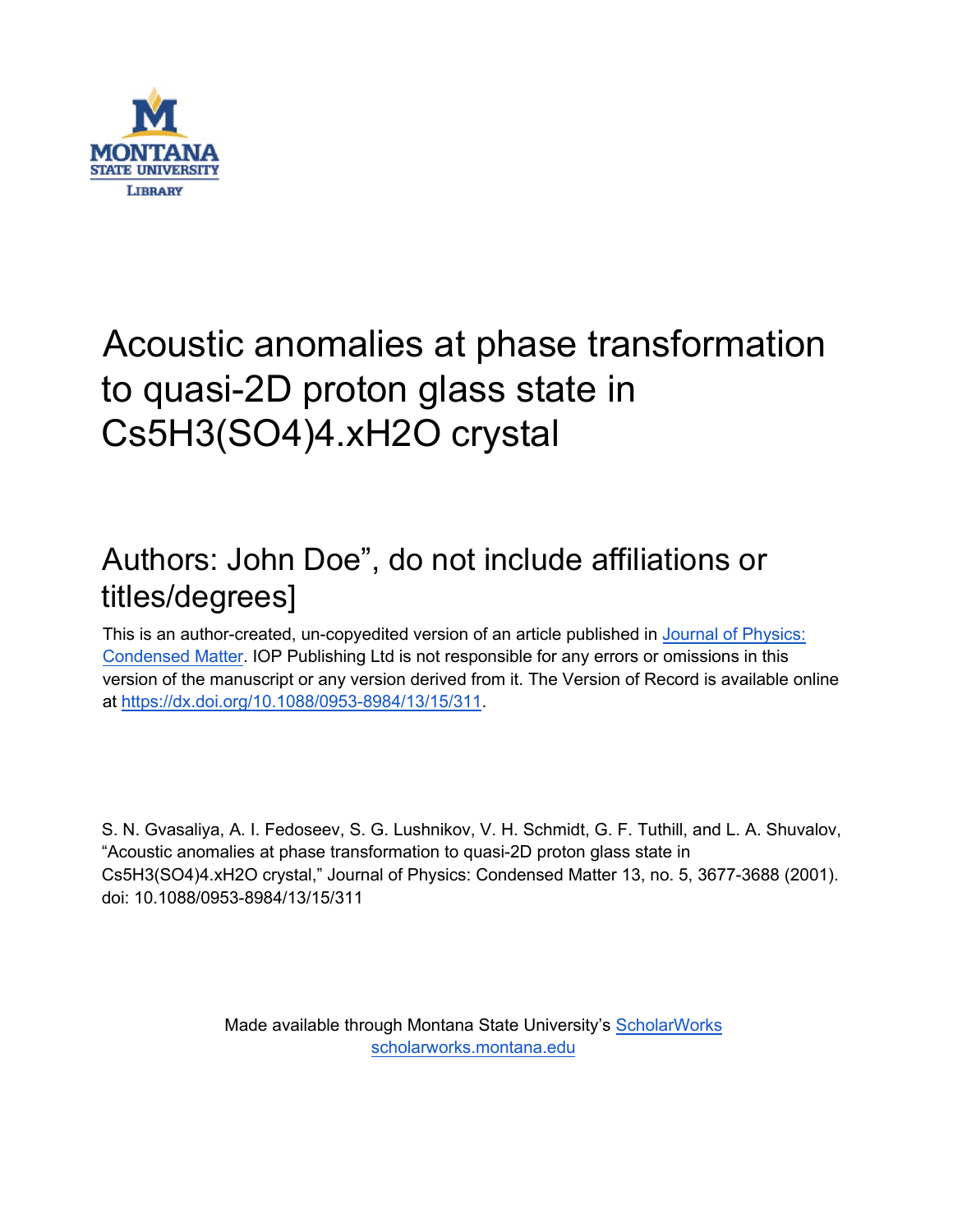# Acoustic anomalies at phase transformation to quasi-2D proton glass state in Cs5H3(SO4)4.xH2O crystal

## Authors: John Doe", do not include affiliations or titles/degrees]

This is an author-created, un-copyedited version of an article published in Journal of Physics: Condensed Matter. IOP Publishing Ltd is not responsible for any errors or omissions in this version of the manuscript or any version derived from it. The Version of Record is available online at https://dx.doi.org/10.1088/0953-8984/13/15/311.

S. N. Gvasaliya, A. I. Fedoseev, S. G. Lushnikov, V. H. Schmidt, G. F. Tuthill, and L. A. Shuvalov, "Acoustic anomalies at phase transformation to quasi-2D proton glass state in Cs5H3(SO4)4.xH2O crystal," Journal of Physics: Condensed Matter 13, no. 5, 3677-3688 (2001). doi: 10.1088/0953-8984/13/15/311

Made available through Montana State University's ScholarWorks
scholarworks.montana.edu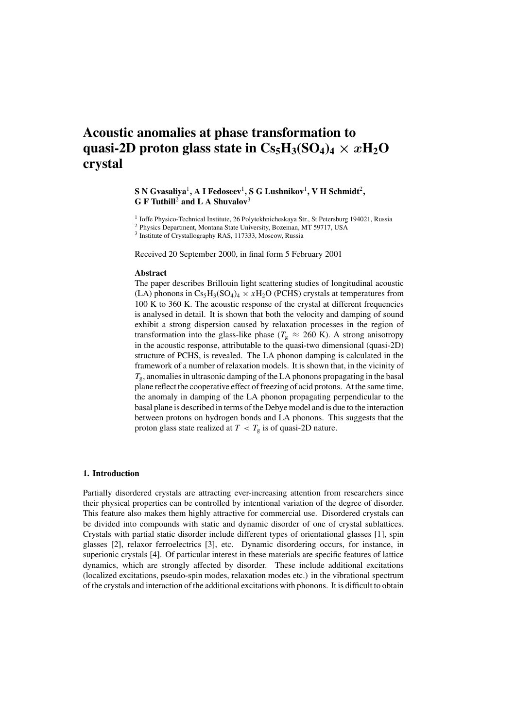# Acoustic anomalies at phase transformation to quasi-2D proton glass state in $Cs_5H_3(SO_4)_4 \times xH_2O$ crystal

**S N Gvasaliya**[1], **A I Fedoseev**[1], **S G Lushnikov**[1], **V H Schmidt**[2], **G F Tuthill**[2] **and L A Shuvalov**[3]

[1] Ioffe Physico-Technical Institute, 26 Polytekhnicheskaya Str., St Petersburg 194021, Russia
[2] Physics Department, Montana State University, Bozeman, MT 59717, USA
[3] Institute of Crystallography RAS, 117333, Moscow, Russia

Received 20 September 2000, in final form 5 February 2001

### Abstract

The paper describes Brillouin light scattering studies of longitudinal acoustic (LA) phonons in $Cs_5H_3(SO_4)_4 \times xH_2O$ (PCHS) crystals at temperatures from 100 K to 360 K. The acoustic response of the crystal at different frequencies is analysed in detail. It is shown that both the velocity and damping of sound exhibit a strong dispersion caused by relaxation processes in the region of transformation into the glass-like phase ($T_g \approx 260$ K). A strong anisotropy in the acoustic response, attributable to the quasi-two dimensional (quasi-2D) structure of PCHS, is revealed. The LA phonon damping is calculated in the framework of a number of relaxation models. It is shown that, in the vicinity of $T_g$, anomalies in ultrasonic damping of the LA phonons propagating in the basal plane reflect the cooperative effect of freezing of acid protons. At the same time, the anomaly in damping of the LA phonon propagating perpendicular to the basal plane is described in terms of the Debye model and is due to the interaction between protons on hydrogen bonds and LA phonons. This suggests that the proton glass state realized at $T < T_g$ is of quasi-2D nature.

## 1. Introduction

Partially disordered crystals are attracting ever-increasing attention from researchers since their physical properties can be controlled by intentional variation of the degree of disorder. This feature also makes them highly attractive for commercial use. Disordered crystals can be divided into compounds with static and dynamic disorder of one of crystal sublattices. Crystals with partial static disorder include different types of orientational glasses [1], spin glasses [2], relaxor ferroelectrics [3], etc. Dynamic disordering occurs, for instance, in superionic crystals [4]. Of particular interest in these materials are specific features of lattice dynamics, which are strongly affected by disorder. These include additional excitations (localized excitations, pseudo-spin modes, relaxation modes etc.) in the vibrational spectrum of the crystals and interaction of the additional excitations with phonons. It is difficult to obtain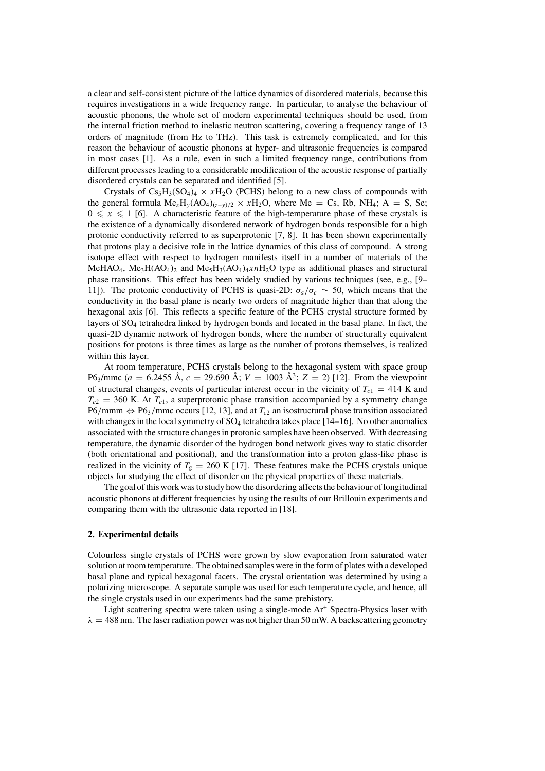a clear and self-consistent picture of the lattice dynamics of disordered materials, because this requires investigations in a wide frequency range. In particular, to analyse the behaviour of acoustic phonons, the whole set of modern experimental techniques should be used, from the internal friction method to inelastic neutron scattering, covering a frequency range of 13 orders of magnitude (from Hz to THz). This task is extremely complicated, and for this reason the behaviour of acoustic phonons at hyper- and ultrasonic frequencies is compared in most cases [1]. As a rule, even in such a limited frequency range, contributions from different processes leading to a considerable modification of the acoustic response of partially disordered crystals can be separated and identified [5].

Crystals of $Cs_5H_3(SO_4)_4 \times xH_2O$ (PCHS) belong to a new class of compounds with the general formula $Me_zH_y(AO_4)_{(z+y)/2} \times xH_2O$, where Me = Cs, Rb, $NH_4$; A = S, Se; $0 \leqslant x \leqslant 1$ [6]. A characteristic feature of the high-temperature phase of these crystals is the existence of a dynamically disordered network of hydrogen bonds responsible for a high protonic conductivity referred to as superprotonic [7, 8]. It has been shown experimentally that protons play a decisive role in the lattice dynamics of this class of compound. A strong isotope effect with respect to hydrogen manifests itself in a number of materials of the $MeHAO_4$, $Me_3H(AO_4)_2$ and $Me_5H_3(AO_4)_4xnH_2O$ type as additional phases and structural phase transitions. This effect has been widely studied by various techniques (see, e.g., [9–11]). The protonic conductivity of PCHS is quasi-2D: $\sigma_a/\sigma_c \sim 50$, which means that the conductivity in the basal plane is nearly two orders of magnitude higher than that along the hexagonal axis [6]. This reflects a specific feature of the PCHS crystal structure formed by layers of $SO_4$ tetrahedra linked by hydrogen bonds and located in the basal plane. In fact, the quasi-2D dynamic network of hydrogen bonds, where the number of structurally equivalent positions for protons is three times as large as the number of protons themselves, is realized within this layer.

At room temperature, PCHS crystals belong to the hexagonal system with space group $P6_3/mmc$ ($a = 6.2455$ Å, $c = 29.690$ Å; $V = 1003$ Å$^3$; $Z = 2$) [12]. From the viewpoint of structural changes, events of particular interest occur in the vicinity of $T_{c1} = 414$ K and $T_{c2} = 360$ K. At $T_{c1}$, a superprotonic phase transition accompanied by a symmetry change $P6/mmm \Leftrightarrow P6_3/mmc$ occurs [12, 13], and at $T_{c2}$ an isostructural phase transition associated with changes in the local symmetry of $SO_4$ tetrahedra takes place [14–16]. No other anomalies associated with the structure changes in protonic samples have been observed. With decreasing temperature, the dynamic disorder of the hydrogen bond network gives way to static disorder (both orientational and positional), and the transformation into a proton glass-like phase is realized in the vicinity of $T_g = 260$ K [17]. These features make the PCHS crystals unique objects for studying the effect of disorder on the physical properties of these materials.

The goal of this work was to study how the disordering affects the behaviour of longitudinal acoustic phonons at different frequencies by using the results of our Brillouin experiments and comparing them with the ultrasonic data reported in [18].

## 2. Experimental details

Colourless single crystals of PCHS were grown by slow evaporation from saturated water solution at room temperature. The obtained samples were in the form of plates with a developed basal plane and typical hexagonal facets. The crystal orientation was determined by using a polarizing microscope. A separate sample was used for each temperature cycle, and hence, all the single crystals used in our experiments had the same prehistory.

Light scattering spectra were taken using a single-mode $Ar^+$ Spectra-Physics laser with $\lambda = 488$ nm. The laser radiation power was not higher than 50 mW. A backscattering geometry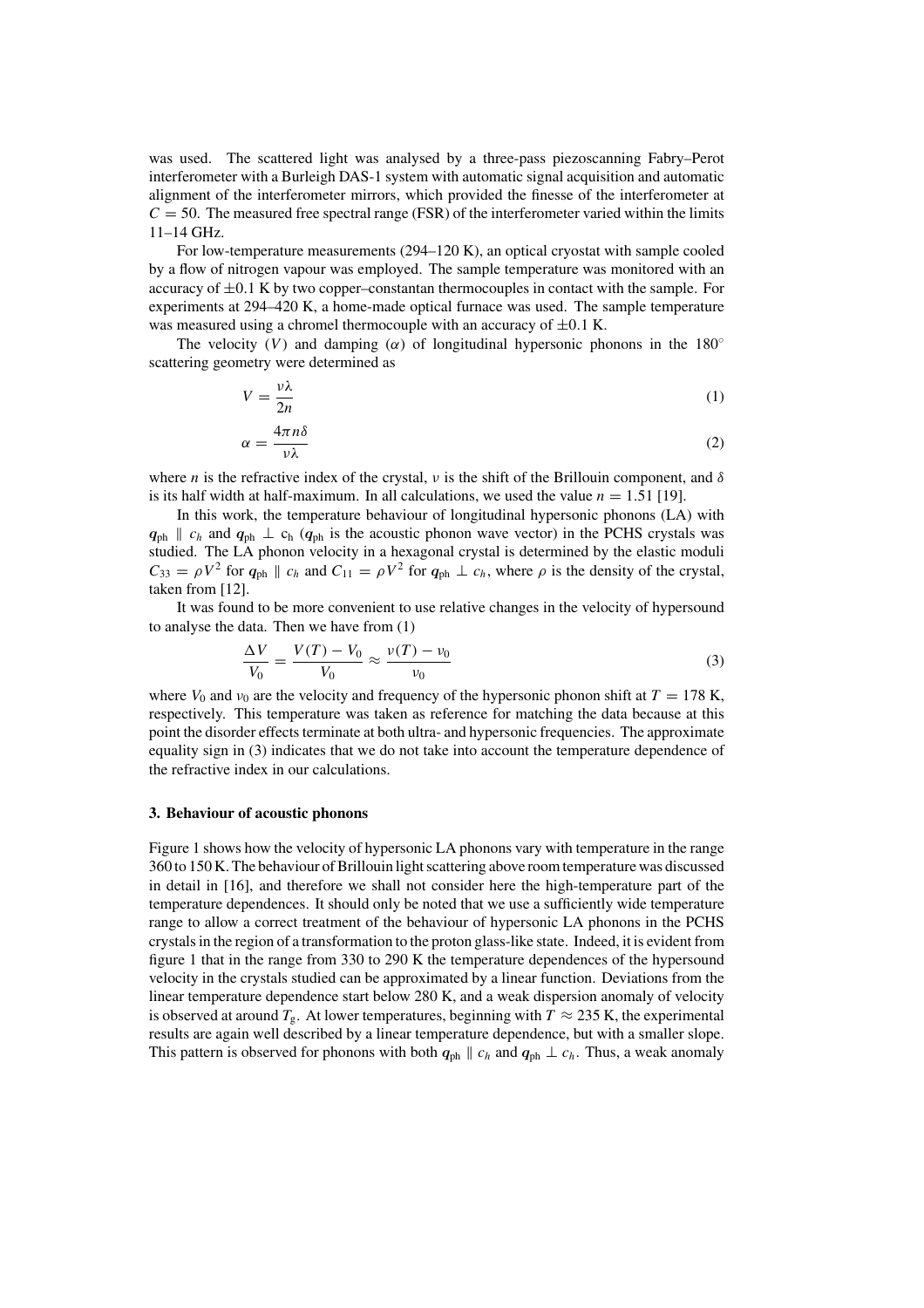was used. The scattered light was analysed by a three-pass piezoscanning Fabry–Perot interferometer with a Burleigh DAS-1 system with automatic signal acquisition and automatic alignment of the interferometer mirrors, which provided the finesse of the interferometer at $C = 50$. The measured free spectral range (FSR) of the interferometer varied within the limits 11–14 GHz.

For low-temperature measurements (294–120 K), an optical cryostat with sample cooled by a flow of nitrogen vapour was employed. The sample temperature was monitored with an accuracy of $\pm 0.1$ K by two copper–constantan thermocouples in contact with the sample. For experiments at 294–420 K, a home-made optical furnace was used. The sample temperature was measured using a chromel thermocouple with an accuracy of $\pm 0.1$ K.

The velocity ($V$) and damping ($\alpha$) of longitudinal hypersonic phonons in the $180^{\circ}$ scattering geometry were determined as

$$V = \frac{\nu\lambda}{2n} \tag{1}$$

$$\alpha = \frac{4\pi n\delta}{\nu\lambda} \tag{2}$$

where $n$ is the refractive index of the crystal, $\nu$ is the shift of the Brillouin component, and $\delta$ is its half width at half-maximum. In all calculations, we used the value $n = 1.51$ [19].

In this work, the temperature behaviour of longitudinal hypersonic phonons (LA) with $\boldsymbol{q}_{\text{ph}} \parallel c_h$ and $\boldsymbol{q}_{\text{ph}} \perp c_h$ ($\boldsymbol{q}_{\text{ph}}$ is the acoustic phonon wave vector) in the PCHS crystals was studied. The LA phonon velocity in a hexagonal crystal is determined by the elastic moduli $C_{33} = \rho V^2$ for $\boldsymbol{q}_{\text{ph}} \parallel c_h$ and $C_{11} = \rho V^2$ for $\boldsymbol{q}_{\text{ph}} \perp c_h$, where $\rho$ is the density of the crystal, taken from [12].

It was found to be more convenient to use relative changes in the velocity of hypersound to analyse the data. Then we have from (1)

$$\frac{\Delta V}{V_0} = \frac{V(T) - V_0}{V_0} \approx \frac{\nu(T) - \nu_0}{\nu_0} \tag{3}$$

where $V_0$ and $\nu_0$ are the velocity and frequency of the hypersonic phonon shift at $T = 178$ K, respectively. This temperature was taken as reference for matching the data because at this point the disorder effects terminate at both ultra- and hypersonic frequencies. The approximate equality sign in (3) indicates that we do not take into account the temperature dependence of the refractive index in our calculations.

## 3. Behaviour of acoustic phonons

Figure 1 shows how the velocity of hypersonic LA phonons vary with temperature in the range 360 to 150 K. The behaviour of Brillouin light scattering above room temperature was discussed in detail in [16], and therefore we shall not consider here the high-temperature part of the temperature dependences. It should only be noted that we use a sufficiently wide temperature range to allow a correct treatment of the behaviour of hypersonic LA phonons in the PCHS crystals in the region of a transformation to the proton glass-like state. Indeed, it is evident from figure 1 that in the range from 330 to 290 K the temperature dependences of the hypersound velocity in the crystals studied can be approximated by a linear function. Deviations from the linear temperature dependence start below 280 K, and a weak dispersion anomaly of velocity is observed at around $T_g$. At lower temperatures, beginning with $T \approx 235$ K, the experimental results are again well described by a linear temperature dependence, but with a smaller slope. This pattern is observed for phonons with both $\boldsymbol{q}_{\text{ph}} \parallel c_h$ and $\boldsymbol{q}_{\text{ph}} \perp c_h$. Thus, a weak anomaly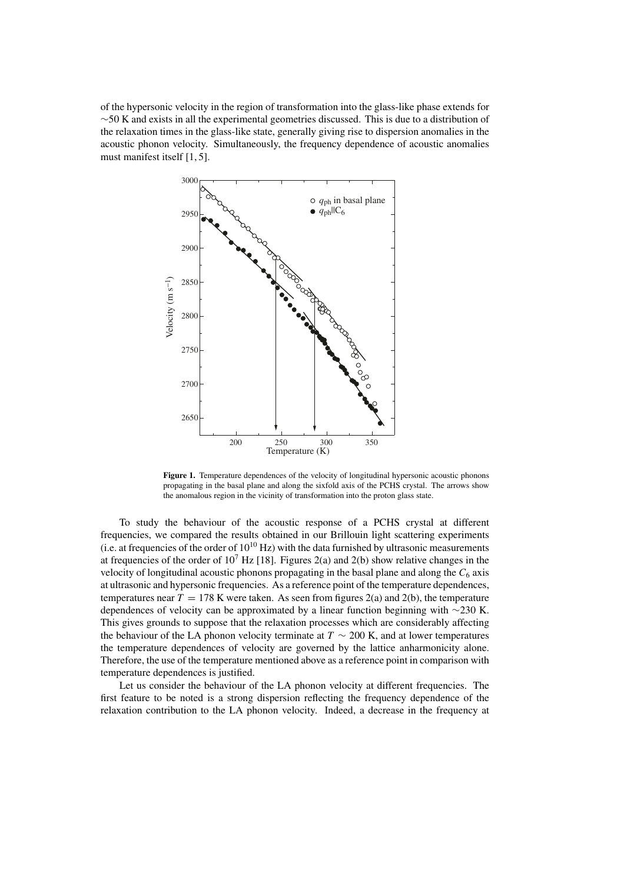of the hypersonic velocity in the region of transformation into the glass-like phase extends for $\sim$50 K and exists in all the experimental geometries discussed. This is due to a distribution of the relaxation times in the glass-like state, generally giving rise to dispersion anomalies in the acoustic phonon velocity. Simultaneously, the frequency dependence of acoustic anomalies must manifest itself [1, 5].

**Figure 1.** Temperature dependences of the velocity of longitudinal hypersonic acoustic phonons propagating in the basal plane and along the sixfold axis of the PCHS crystal. The arrows show the anomalous region in the vicinity of transformation into the proton glass state.

To study the behaviour of the acoustic response of a PCHS crystal at different frequencies, we compared the results obtained in our Brillouin light scattering experiments (i.e. at frequencies of the order of $10^{10}$ Hz) with the data furnished by ultrasonic measurements at frequencies of the order of $10^7$ Hz [18]. Figures 2(a) and 2(b) show relative changes in the velocity of longitudinal acoustic phonons propagating in the basal plane and along the $C_6$ axis at ultrasonic and hypersonic frequencies. As a reference point of the temperature dependences, temperatures near $T = 178$ K were taken. As seen from figures 2(a) and 2(b), the temperature dependences of velocity can be approximated by a linear function beginning with $\sim$230 K. This gives grounds to suppose that the relaxation processes which are considerably affecting the behaviour of the LA phonon velocity terminate at $T \sim 200$ K, and at lower temperatures the temperature dependences of velocity are governed by the lattice anharmonicity alone. Therefore, the use of the temperature mentioned above as a reference point in comparison with temperature dependences is justified.

Let us consider the behaviour of the LA phonon velocity at different frequencies. The first feature to be noted is a strong dispersion reflecting the frequency dependence of the relaxation contribution to the LA phonon velocity. Indeed, a decrease in the frequency at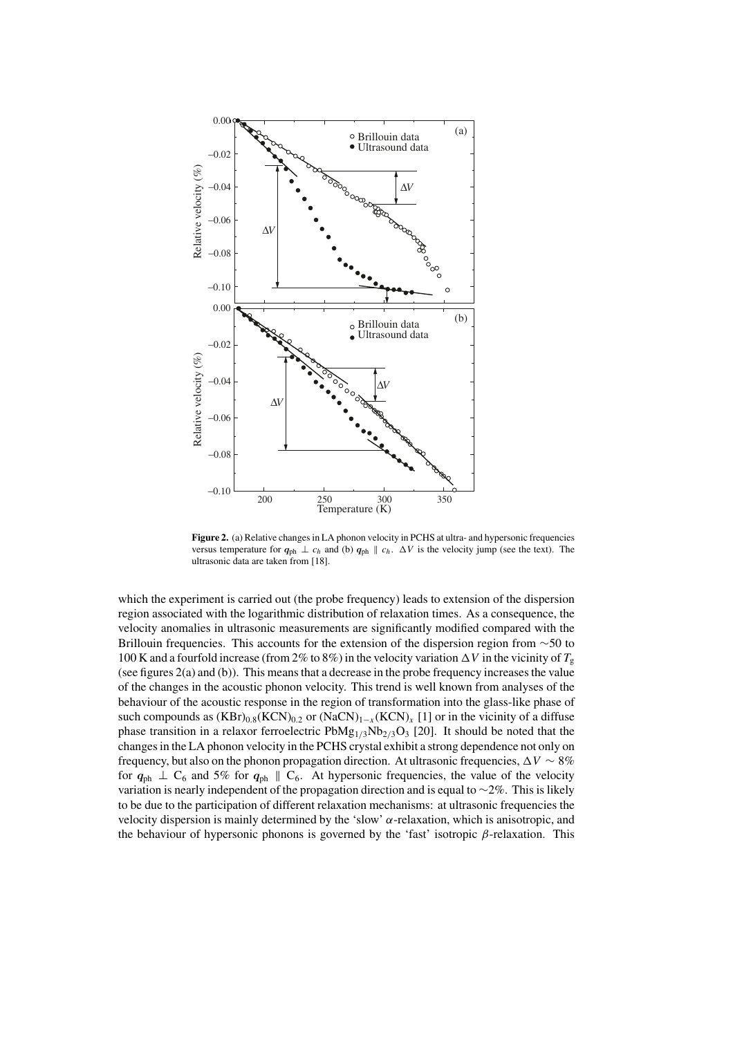**Figure 2.** (a) Relative changes in LA phonon velocity in PCHS at ultra- and hypersonic frequencies versus temperature for $q_{ph} \perp c_h$ and (b) $q_{ph} \parallel c_h$. $\Delta V$ is the velocity jump (see the text). The ultrasonic data are taken from [18].

which the experiment is carried out (the probe frequency) leads to extension of the dispersion region associated with the logarithmic distribution of relaxation times. As a consequence, the velocity anomalies in ultrasonic measurements are significantly modified compared with the Brillouin frequencies. This accounts for the extension of the dispersion region from $\sim$50 to 100 K and a fourfold increase (from 2% to 8%) in the velocity variation $\Delta V$ in the vicinity of $T_g$ (see figures 2(a) and (b)). This means that a decrease in the probe frequency increases the value of the changes in the acoustic phonon velocity. This trend is well known from analyses of the behaviour of the acoustic response in the region of transformation into the glass-like phase of such compounds as $(KBr)_{0.8}(KCN)_{0.2}$ or $(NaCN)_{1-x}(KCN)_x$ [1] or in the vicinity of a diffuse phase transition in a relaxor ferroelectric $PbMg_{1/3}Nb_{2/3}O_3$ [20]. It should be noted that the changes in the LA phonon velocity in the PCHS crystal exhibit a strong dependence not only on frequency, but also on the phonon propagation direction. At ultrasonic frequencies, $\Delta V \sim 8\%$ for $q_{ph} \perp C_6$ and 5% for $q_{ph} \parallel C_6$. At hypersonic frequencies, the value of the velocity variation is nearly independent of the propagation direction and is equal to $\sim$2%. This is likely to be due to the participation of different relaxation mechanisms: at ultrasonic frequencies the velocity dispersion is mainly determined by the 'slow' $\alpha$-relaxation, which is anisotropic, and the behaviour of hypersonic phonons is governed by the 'fast' isotropic $\beta$-relaxation. This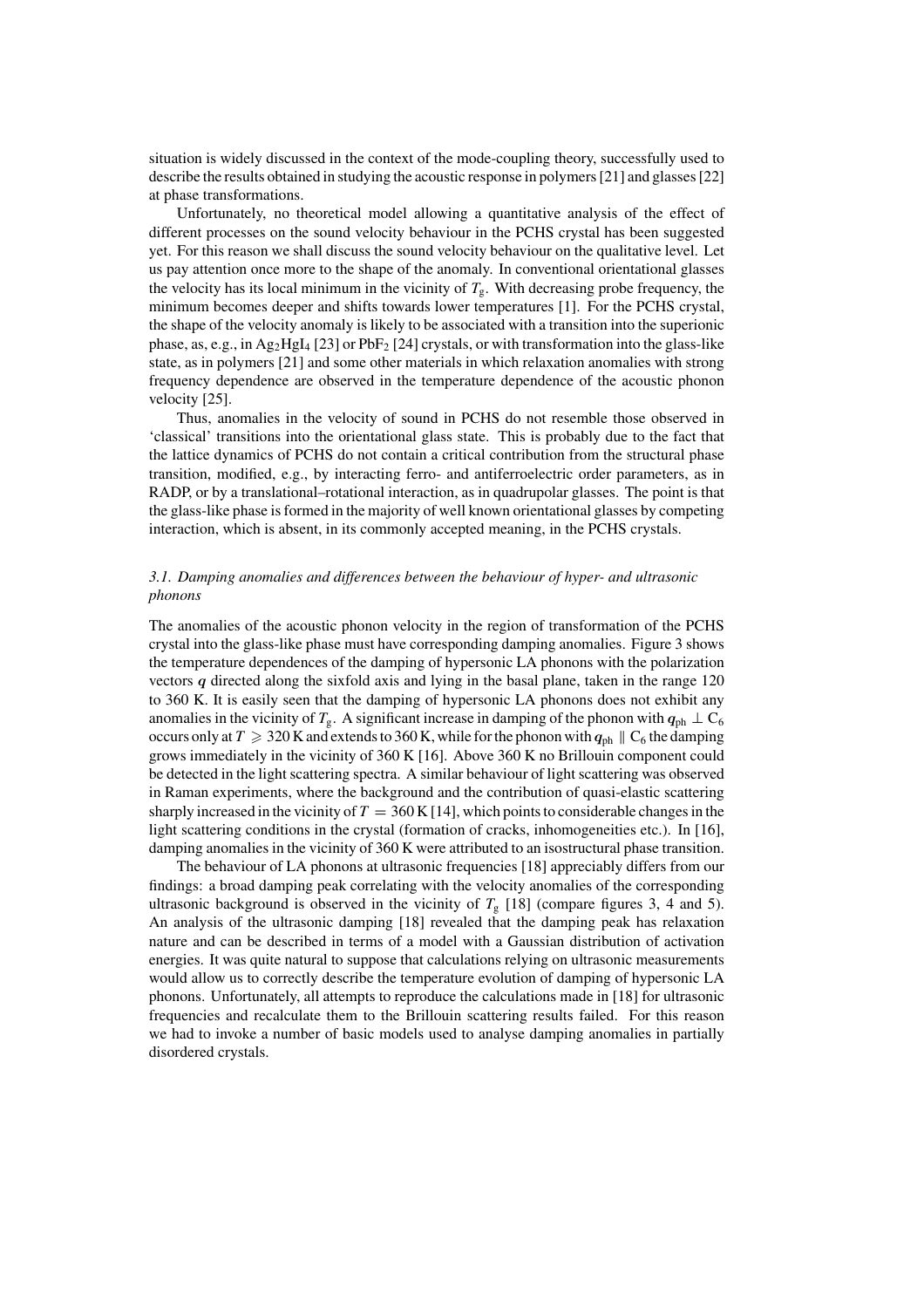situation is widely discussed in the context of the mode-coupling theory, successfully used to describe the results obtained in studying the acoustic response in polymers [21] and glasses [22] at phase transformations.

Unfortunately, no theoretical model allowing a quantitative analysis of the effect of different processes on the sound velocity behaviour in the PCHS crystal has been suggested yet. For this reason we shall discuss the sound velocity behaviour on the qualitative level. Let us pay attention once more to the shape of the anomaly. In conventional orientational glasses the velocity has its local minimum in the vicinity of $T_g$. With decreasing probe frequency, the minimum becomes deeper and shifts towards lower temperatures [1]. For the PCHS crystal, the shape of the velocity anomaly is likely to be associated with a transition into the superionic phase, as, e.g., in $Ag_2HgI_4$ [23] or $PbF_2$ [24] crystals, or with transformation into the glass-like state, as in polymers [21] and some other materials in which relaxation anomalies with strong frequency dependence are observed in the temperature dependence of the acoustic phonon velocity [25].

Thus, anomalies in the velocity of sound in PCHS do not resemble those observed in 'classical' transitions into the orientational glass state. This is probably due to the fact that the lattice dynamics of PCHS do not contain a critical contribution from the structural phase transition, modified, e.g., by interacting ferro- and antiferroelectric order parameters, as in RADP, or by a translational–rotational interaction, as in quadrupolar glasses. The point is that the glass-like phase is formed in the majority of well known orientational glasses by competing interaction, which is absent, in its commonly accepted meaning, in the PCHS crystals.

### *3.1. Damping anomalies and differences between the behaviour of hyper- and ultrasonic phonons*

The anomalies of the acoustic phonon velocity in the region of transformation of the PCHS crystal into the glass-like phase must have corresponding damping anomalies. Figure 3 shows the temperature dependences of the damping of hypersonic LA phonons with the polarization vectors $\boldsymbol{q}$ directed along the sixfold axis and lying in the basal plane, taken in the range 120 to 360 K. It is easily seen that the damping of hypersonic LA phonons does not exhibit any anomalies in the vicinity of $T_g$. A significant increase in damping of the phonon with $\boldsymbol{q}_{ph} \perp C_6$ occurs only at $T \geqslant 320$ K and extends to 360 K, while for the phonon with $\boldsymbol{q}_{ph} \parallel C_6$ the damping grows immediately in the vicinity of 360 K [16]. Above 360 K no Brillouin component could be detected in the light scattering spectra. A similar behaviour of light scattering was observed in Raman experiments, where the background and the contribution of quasi-elastic scattering sharply increased in the vicinity of $T = 360$ K [14], which points to considerable changes in the light scattering conditions in the crystal (formation of cracks, inhomogeneities etc.). In [16], damping anomalies in the vicinity of 360 K were attributed to an isostructural phase transition.

The behaviour of LA phonons at ultrasonic frequencies [18] appreciably differs from our findings: a broad damping peak correlating with the velocity anomalies of the corresponding ultrasonic background is observed in the vicinity of $T_g$ [18] (compare figures 3, 4 and 5). An analysis of the ultrasonic damping [18] revealed that the damping peak has relaxation nature and can be described in terms of a model with a Gaussian distribution of activation energies. It was quite natural to suppose that calculations relying on ultrasonic measurements would allow us to correctly describe the temperature evolution of damping of hypersonic LA phonons. Unfortunately, all attempts to reproduce the calculations made in [18] for ultrasonic frequencies and recalculate them to the Brillouin scattering results failed. For this reason we had to invoke a number of basic models used to analyse damping anomalies in partially disordered crystals.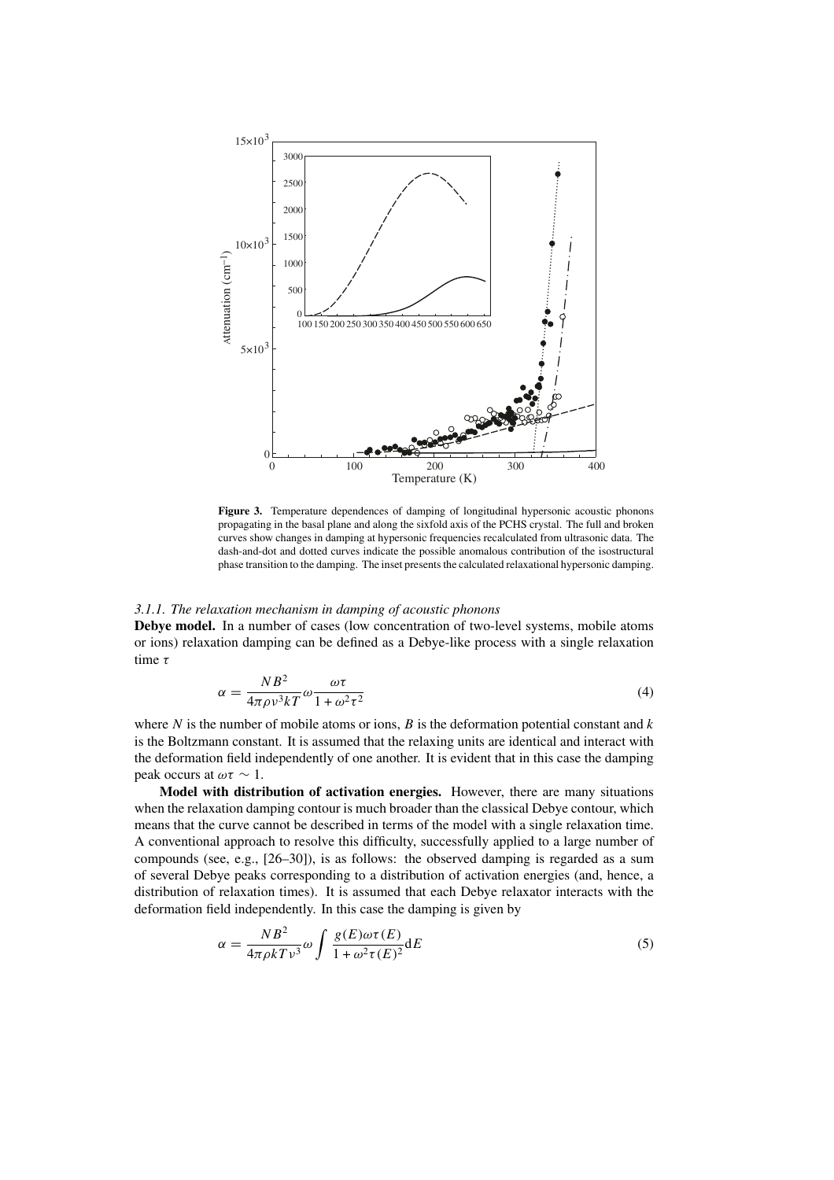**Figure 3.** Temperature dependences of damping of longitudinal hypersonic acoustic phonons propagating in the basal plane and along the sixfold axis of the PCHS crystal. The full and broken curves show changes in damping at hypersonic frequencies recalculated from ultrasonic data. The dash-and-dot and dotted curves indicate the possible anomalous contribution of the isostructural phase transition to the damping. The inset presents the calculated relaxational hypersonic damping.

#### 3.1.1. The relaxation mechanism in damping of acoustic phonons

**Debye model.** In a number of cases (low concentration of two-level systems, mobile atoms or ions) relaxation damping can be defined as a Debye-like process with a single relaxation time $\tau$

$$\alpha = \frac{NB^2}{4\pi\rho v^3 kT}\omega\frac{\omega\tau}{1+\omega^2\tau^2} \tag{4}$$

where $N$ is the number of mobile atoms or ions, $B$ is the deformation potential constant and $k$ is the Boltzmann constant. It is assumed that the relaxing units are identical and interact with the deformation field independently of one another. It is evident that in this case the damping peak occurs at $\omega\tau \sim 1$.

**Model with distribution of activation energies.** However, there are many situations when the relaxation damping contour is much broader than the classical Debye contour, which means that the curve cannot be described in terms of the model with a single relaxation time. A conventional approach to resolve this difficulty, successfully applied to a large number of compounds (see, e.g., [26–30]), is as follows: the observed damping is regarded as a sum of several Debye peaks corresponding to a distribution of activation energies (and, hence, a distribution of relaxation times). It is assumed that each Debye relaxator interacts with the deformation field independently. In this case the damping is given by

$$\alpha = \frac{NB^2}{4\pi\rho kT v^3}\omega\int\frac{g(E)\omega\tau(E)}{1+\omega^2\tau(E)^2}\mathrm{d}E \tag{5}$$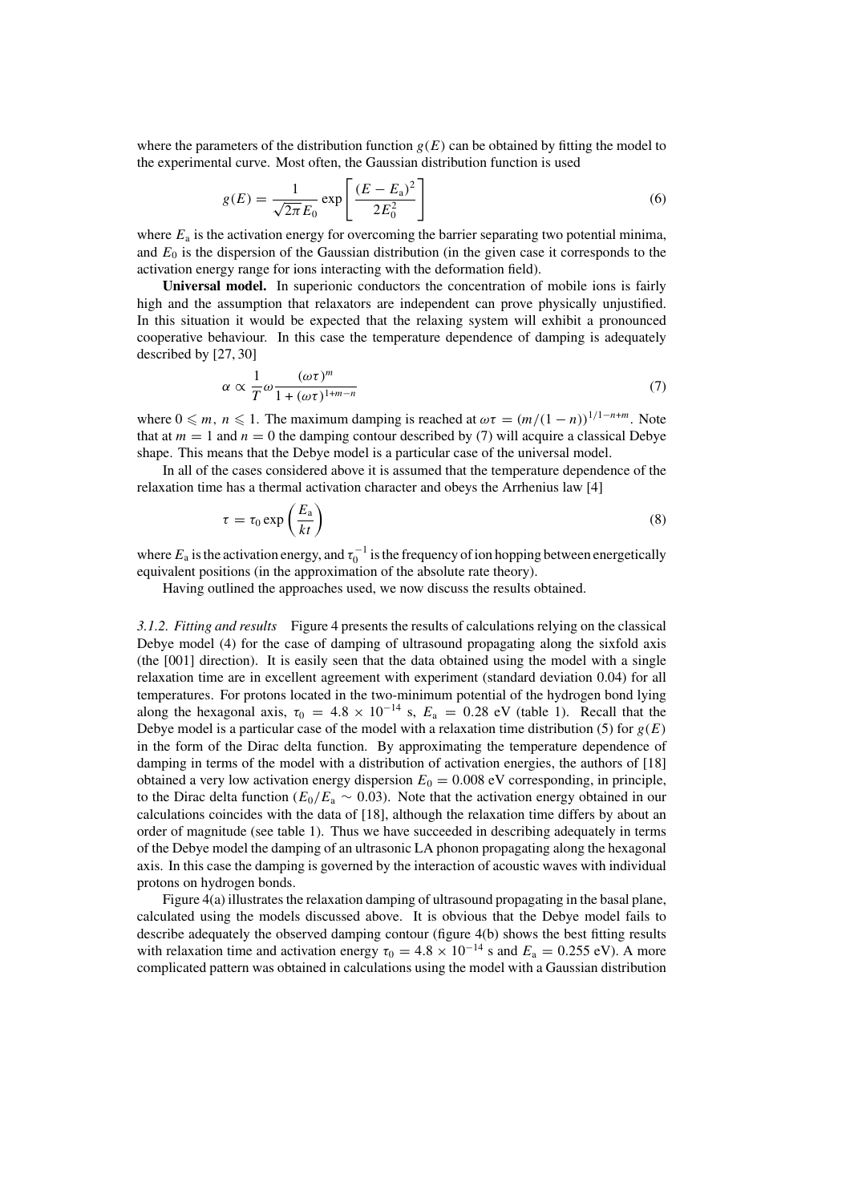where the parameters of the distribution function $g(E)$ can be obtained by fitting the model to the experimental curve. Most often, the Gaussian distribution function is used

$$g(E) = \frac{1}{\sqrt{2\pi} E_0} \exp\left[\frac{(E - E_\mathrm{a})^2}{2E_0^2}\right] \tag{6}$$

where $E_\mathrm{a}$ is the activation energy for overcoming the barrier separating two potential minima, and $E_0$ is the dispersion of the Gaussian distribution (in the given case it corresponds to the activation energy range for ions interacting with the deformation field).

**Universal model.** In superionic conductors the concentration of mobile ions is fairly high and the assumption that relaxators are independent can prove physically unjustified. In this situation it would be expected that the relaxing system will exhibit a pronounced cooperative behaviour. In this case the temperature dependence of damping is adequately described by [27, 30]

$$\alpha \propto \frac{1}{T} \omega \frac{(\omega\tau)^m}{1 + (\omega\tau)^{1+m-n}} \tag{7}$$

where $0 \leqslant m,\ n \leqslant 1$. The maximum damping is reached at $\omega\tau = (m/(1-n))^{1/1-n+m}$. Note that at $m = 1$ and $n = 0$ the damping contour described by (7) will acquire a classical Debye shape. This means that the Debye model is a particular case of the universal model.

In all of the cases considered above it is assumed that the temperature dependence of the relaxation time has a thermal activation character and obeys the Arrhenius law [4]

$$\tau = \tau_0 \exp\left(\frac{E_\mathrm{a}}{kt}\right) \tag{8}$$

where $E_\mathrm{a}$ is the activation energy, and $\tau_0^{-1}$ is the frequency of ion hopping between energetically equivalent positions (in the approximation of the absolute rate theory).

Having outlined the approaches used, we now discuss the results obtained.

*3.1.2. Fitting and results* Figure 4 presents the results of calculations relying on the classical Debye model (4) for the case of damping of ultrasound propagating along the sixfold axis (the [001] direction). It is easily seen that the data obtained using the model with a single relaxation time are in excellent agreement with experiment (standard deviation 0.04) for all temperatures. For protons located in the two-minimum potential of the hydrogen bond lying along the hexagonal axis, $\tau_0 = 4.8 \times 10^{-14}$ s, $E_\mathrm{a} = 0.28$ eV (table 1). Recall that the Debye model is a particular case of the model with a relaxation time distribution (5) for $g(E)$ in the form of the Dirac delta function. By approximating the temperature dependence of damping in terms of the model with a distribution of activation energies, the authors of [18] obtained a very low activation energy dispersion $E_0 = 0.008$ eV corresponding, in principle, to the Dirac delta function ($E_0/E_\mathrm{a} \sim 0.03$). Note that the activation energy obtained in our calculations coincides with the data of [18], although the relaxation time differs by about an order of magnitude (see table 1). Thus we have succeeded in describing adequately in terms of the Debye model the damping of an ultrasonic LA phonon propagating along the hexagonal axis. In this case the damping is governed by the interaction of acoustic waves with individual protons on hydrogen bonds.

Figure 4(a) illustrates the relaxation damping of ultrasound propagating in the basal plane, calculated using the models discussed above. It is obvious that the Debye model fails to describe adequately the observed damping contour (figure 4(b) shows the best fitting results with relaxation time and activation energy $\tau_0 = 4.8 \times 10^{-14}$ s and $E_\mathrm{a} = 0.255$ eV). A more complicated pattern was obtained in calculations using the model with a Gaussian distribution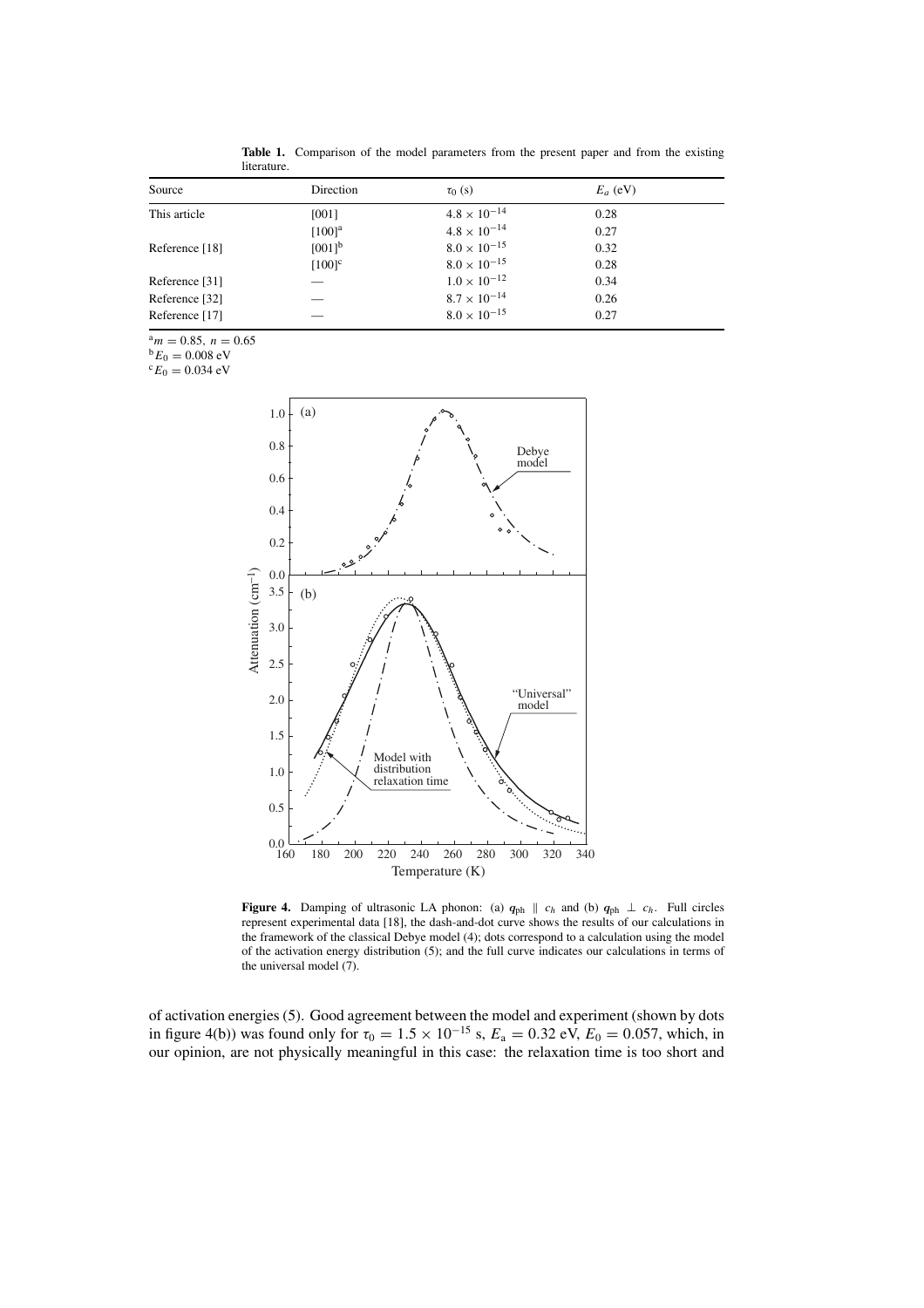**Table 1.** Comparison of the model parameters from the present paper and from the existing literature.

| Source | Direction | $\tau_0$ (s) | $E_a$ (eV) |
|---|---|---|---|
| This article | [001] | $4.8 \times 10^{-14}$ | 0.28 |
| | [100][a] | $4.8 \times 10^{-14}$ | 0.27 |
| Reference [18] | [001][b] | $8.0 \times 10^{-15}$ | 0.32 |
| | [100][c] | $8.0 \times 10^{-15}$ | 0.28 |
| Reference [31] | — | $1.0 \times 10^{-12}$ | 0.34 |
| Reference [32] | — | $8.7 \times 10^{-14}$ | 0.26 |
| Reference [17] | — | $8.0 \times 10^{-15}$ | 0.27 |

[a] $m = 0.85$, $n = 0.65$

[b] $E_0 = 0.008$ eV

[c] $E_0 = 0.034$ eV

**Figure 4.** Damping of ultrasonic LA phonon: (a) $\boldsymbol{q}_{\mathrm{ph}} \parallel c_h$ and (b) $\boldsymbol{q}_{\mathrm{ph}} \perp c_h$. Full circles represent experimental data [18], the dash-and-dot curve shows the results of our calculations in the framework of the classical Debye model (4); dots correspond to a calculation using the model of the activation energy distribution (5); and the full curve indicates our calculations in terms of the universal model (7).

of activation energies (5). Good agreement between the model and experiment (shown by dots in figure 4(b)) was found only for $\tau_0 = 1.5 \times 10^{-15}$ s, $E_a = 0.32$ eV, $E_0 = 0.057$, which, in our opinion, are not physically meaningful in this case: the relaxation time is too short and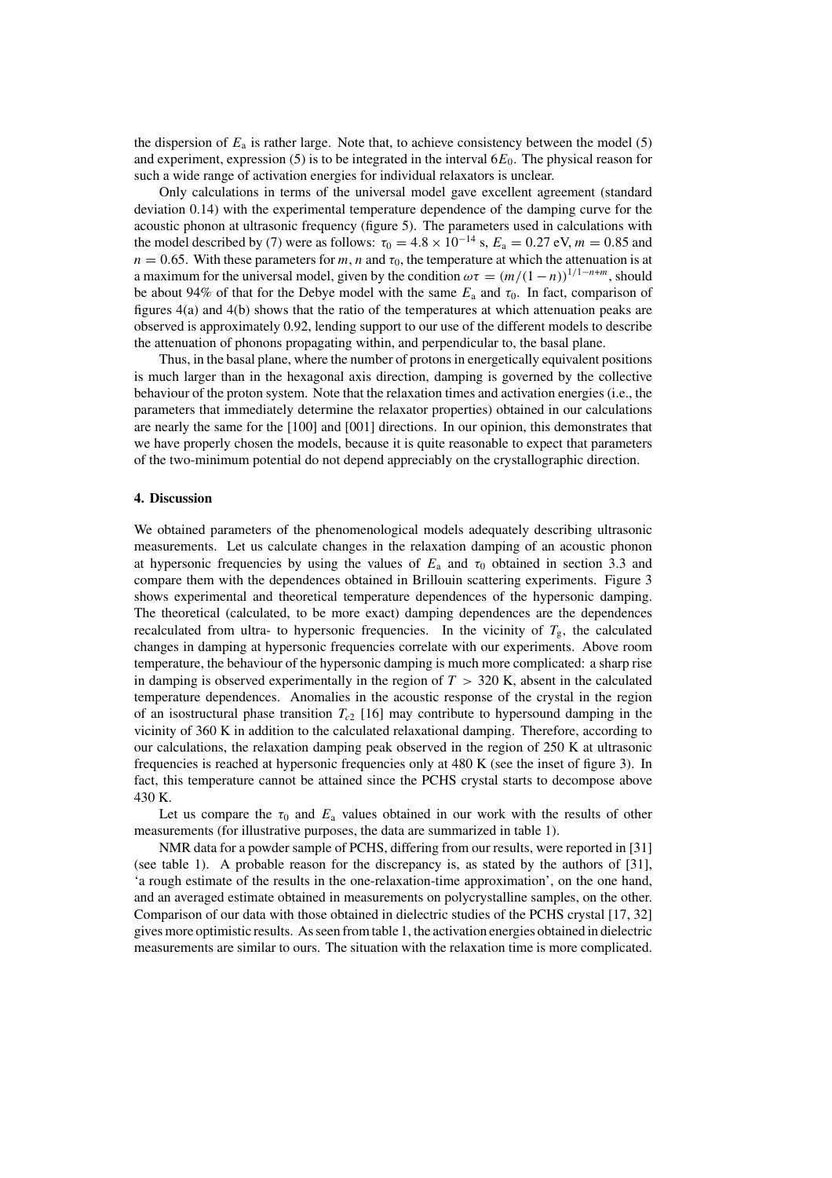the dispersion of $E_a$ is rather large. Note that, to achieve consistency between the model (5) and experiment, expression (5) is to be integrated in the interval $6E_0$. The physical reason for such a wide range of activation energies for individual relaxators is unclear.

Only calculations in terms of the universal model gave excellent agreement (standard deviation 0.14) with the experimental temperature dependence of the damping curve for the acoustic phonon at ultrasonic frequency (figure 5). The parameters used in calculations with the model described by (7) were as follows: $\tau_0 = 4.8 \times 10^{-14}$ s, $E_a = 0.27$ eV, $m = 0.85$ and $n = 0.65$. With these parameters for $m$, $n$ and $\tau_0$, the temperature at which the attenuation is at a maximum for the universal model, given by the condition $\omega\tau = (m/(1-n))^{1/1-n+m}$, should be about 94% of that for the Debye model with the same $E_a$ and $\tau_0$. In fact, comparison of figures 4(a) and 4(b) shows that the ratio of the temperatures at which attenuation peaks are observed is approximately 0.92, lending support to our use of the different models to describe the attenuation of phonons propagating within, and perpendicular to, the basal plane.

Thus, in the basal plane, where the number of protons in energetically equivalent positions is much larger than in the hexagonal axis direction, damping is governed by the collective behaviour of the proton system. Note that the relaxation times and activation energies (i.e., the parameters that immediately determine the relaxator properties) obtained in our calculations are nearly the same for the [100] and [001] directions. In our opinion, this demonstrates that we have properly chosen the models, because it is quite reasonable to expect that parameters of the two-minimum potential do not depend appreciably on the crystallographic direction.

## 4. Discussion

We obtained parameters of the phenomenological models adequately describing ultrasonic measurements. Let us calculate changes in the relaxation damping of an acoustic phonon at hypersonic frequencies by using the values of $E_a$ and $\tau_0$ obtained in section 3.3 and compare them with the dependences obtained in Brillouin scattering experiments. Figure 3 shows experimental and theoretical temperature dependences of the hypersonic damping. The theoretical (calculated, to be more exact) damping dependences are the dependences recalculated from ultra- to hypersonic frequencies. In the vicinity of $T_g$, the calculated changes in damping at hypersonic frequencies correlate with our experiments. Above room temperature, the behaviour of the hypersonic damping is much more complicated: a sharp rise in damping is observed experimentally in the region of $T > 320$ K, absent in the calculated temperature dependences. Anomalies in the acoustic response of the crystal in the region of an isostructural phase transition $T_{c2}$ [16] may contribute to hypersound damping in the vicinity of 360 K in addition to the calculated relaxational damping. Therefore, according to our calculations, the relaxation damping peak observed in the region of 250 K at ultrasonic frequencies is reached at hypersonic frequencies only at 480 K (see the inset of figure 3). In fact, this temperature cannot be attained since the PCHS crystal starts to decompose above 430 K.

Let us compare the $\tau_0$ and $E_a$ values obtained in our work with the results of other measurements (for illustrative purposes, the data are summarized in table 1).

NMR data for a powder sample of PCHS, differing from our results, were reported in [31] (see table 1). A probable reason for the discrepancy is, as stated by the authors of [31], 'a rough estimate of the results in the one-relaxation-time approximation', on the one hand, and an averaged estimate obtained in measurements on polycrystalline samples, on the other. Comparison of our data with those obtained in dielectric studies of the PCHS crystal [17, 32] gives more optimistic results. As seen from table 1, the activation energies obtained in dielectric measurements are similar to ours. The situation with the relaxation time is more complicated.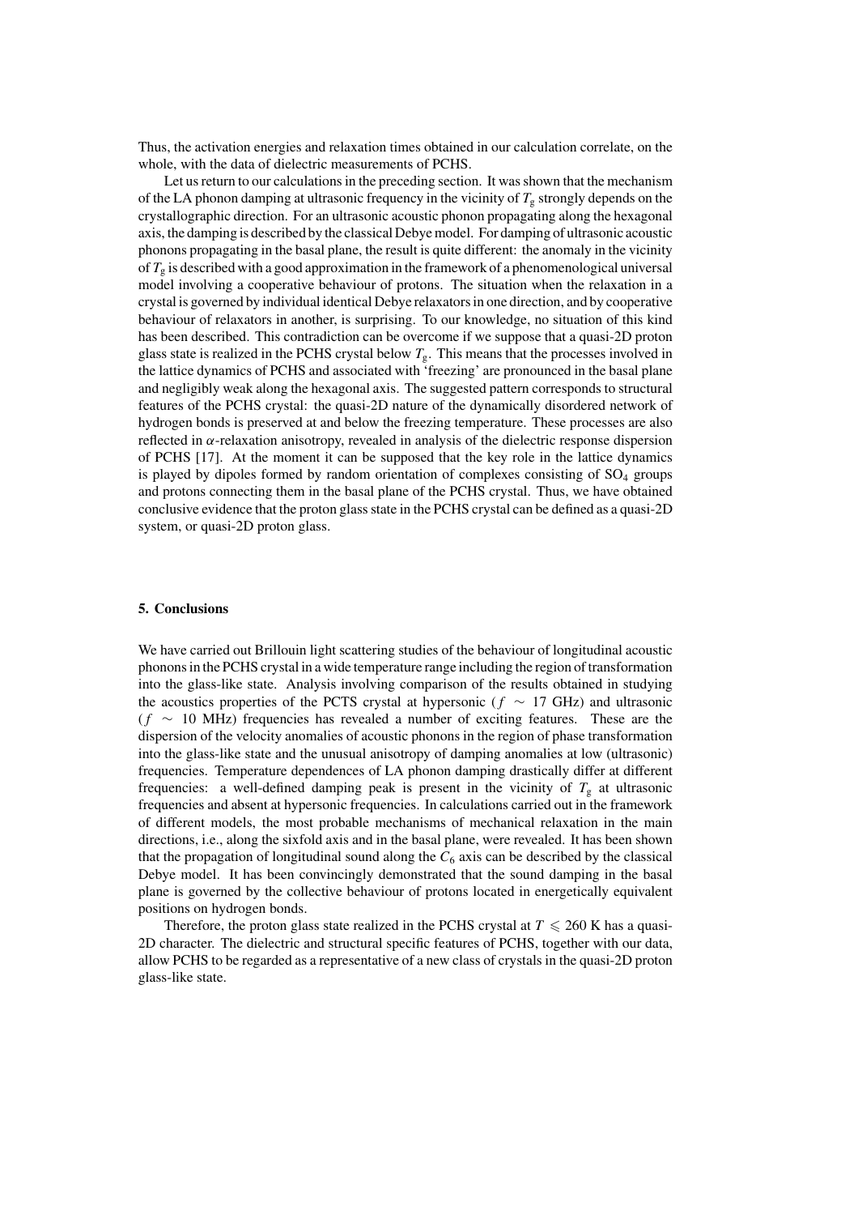Thus, the activation energies and relaxation times obtained in our calculation correlate, on the whole, with the data of dielectric measurements of PCHS.

Let us return to our calculations in the preceding section. It was shown that the mechanism of the LA phonon damping at ultrasonic frequency in the vicinity of $T_g$ strongly depends on the crystallographic direction. For an ultrasonic acoustic phonon propagating along the hexagonal axis, the damping is described by the classical Debye model. For damping of ultrasonic acoustic phonons propagating in the basal plane, the result is quite different: the anomaly in the vicinity of $T_g$ is described with a good approximation in the framework of a phenomenological universal model involving a cooperative behaviour of protons. The situation when the relaxation in a crystal is governed by individual identical Debye relaxators in one direction, and by cooperative behaviour of relaxators in another, is surprising. To our knowledge, no situation of this kind has been described. This contradiction can be overcome if we suppose that a quasi-2D proton glass state is realized in the PCHS crystal below $T_g$. This means that the processes involved in the lattice dynamics of PCHS and associated with 'freezing' are pronounced in the basal plane and negligibly weak along the hexagonal axis. The suggested pattern corresponds to structural features of the PCHS crystal: the quasi-2D nature of the dynamically disordered network of hydrogen bonds is preserved at and below the freezing temperature. These processes are also reflected in $\alpha$-relaxation anisotropy, revealed in analysis of the dielectric response dispersion of PCHS [17]. At the moment it can be supposed that the key role in the lattice dynamics is played by dipoles formed by random orientation of complexes consisting of $SO_4$ groups and protons connecting them in the basal plane of the PCHS crystal. Thus, we have obtained conclusive evidence that the proton glass state in the PCHS crystal can be defined as a quasi-2D system, or quasi-2D proton glass.

## 5. Conclusions

We have carried out Brillouin light scattering studies of the behaviour of longitudinal acoustic phonons in the PCHS crystal in a wide temperature range including the region of transformation into the glass-like state. Analysis involving comparison of the results obtained in studying the acoustics properties of the PCTS crystal at hypersonic ($f \sim 17$ GHz) and ultrasonic ($f \sim 10$ MHz) frequencies has revealed a number of exciting features. These are the dispersion of the velocity anomalies of acoustic phonons in the region of phase transformation into the glass-like state and the unusual anisotropy of damping anomalies at low (ultrasonic) frequencies. Temperature dependences of LA phonon damping drastically differ at different frequencies: a well-defined damping peak is present in the vicinity of $T_g$ at ultrasonic frequencies and absent at hypersonic frequencies. In calculations carried out in the framework of different models, the most probable mechanisms of mechanical relaxation in the main directions, i.e., along the sixfold axis and in the basal plane, were revealed. It has been shown that the propagation of longitudinal sound along the $C_6$ axis can be described by the classical Debye model. It has been convincingly demonstrated that the sound damping in the basal plane is governed by the collective behaviour of protons located in energetically equivalent positions on hydrogen bonds.

Therefore, the proton glass state realized in the PCHS crystal at $T \leqslant 260$ K has a quasi-2D character. The dielectric and structural specific features of PCHS, together with our data, allow PCHS to be regarded as a representative of a new class of crystals in the quasi-2D proton glass-like state.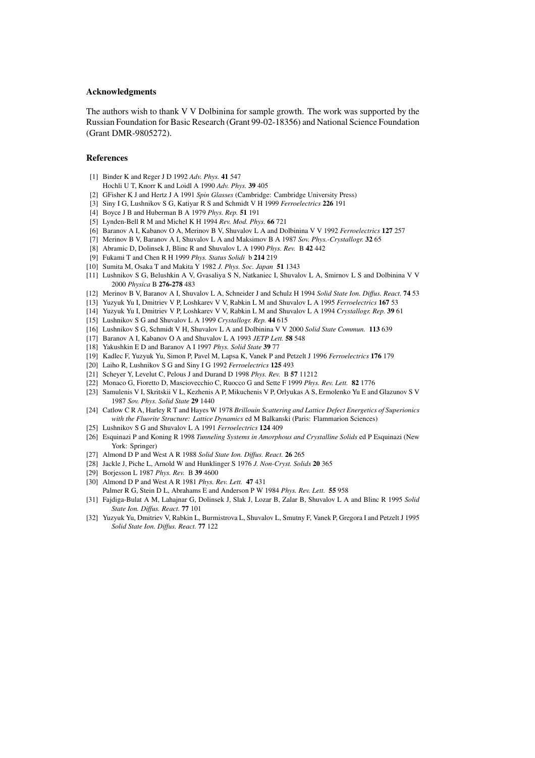### Acknowledgments

The authors wish to thank V V Dolbinina for sample growth. The work was supported by the Russian Foundation for Basic Research (Grant 99-02-18356) and National Science Foundation (Grant DMR-9805272).

### References

[1] Binder K and Reger J D 1992 *Adv. Phys.* **41** 547
Hochli U T, Knorr K and Loidl A 1990 *Adv. Phys.* **39** 405

[2] GFisher K J and Hertz J A 1991 *Spin Glasses* (Cambridge: Cambridge University Press)

[3] Siny I G, Lushnikov S G, Katiyar R S and Schmidt V H 1999 *Ferroelectrics* **226** 191

[4] Boyce J B and Huberman B A 1979 *Phys. Rep.* **51** 191

[5] Lynden-Bell R M and Michel K H 1994 *Rev. Mod. Phys.* **66** 721

[6] Baranov A I, Kabanov O A, Merinov B V, Shuvalov L A and Dolbinina V V 1992 *Ferroelectrics* **127** 257

[7] Merinov B V, Baranov A I, Shuvalov L A and Maksimov B A 1987 *Sov. Phys.-Crystallogr.* **32** 65

[8] Abramic D, Dolinsek J, Blinc R and Shuvalov L A 1990 *Phys. Rev.* B **42** 442

[9] Fukami T and Chen R H 1999 *Phys. Status Solidi* b **214** 219

[10] Sumita M, Osaka T and Makita Y 1982 *J. Phys. Soc. Japan* **51** 1343

[11] Lushnikov S G, Belushkin A V, Gvasaliya S N, Natkaniec I, Shuvalov L A, Smirnov L S and Dolbinina V V 2000 *Physica* B **276-278** 483

[12] Merinov B V, Baranov A I, Shuvalov L A, Schneider J and Schulz H 1994 *Solid State Ion. Diffus. React.* **74** 53

[13] Yuzyuk Yu I, Dmitriev V P, Loshkarev V V, Rabkin L M and Shuvalov L A 1995 *Ferroelectrics* **167** 53

[14] Yuzyuk Yu I, Dmitriev V P, Loshkarev V V, Rabkin L M and Shuvalov L A 1994 *Crystallogr. Rep.* **39** 61

[15] Lushnikov S G and Shuvalov L A 1999 *Crystallogr. Rep.* **44** 615

[16] Lushnikov S G, Schmidt V H, Shuvalov L A and Dolbinina V V 2000 *Solid State Commun.* **113** 639

[17] Baranov A I, Kabanov O A and Shuvalov L A 1993 *JETP Lett.* **58** 548

[18] Yakushkin E D and Baranov A I 1997 *Phys. Solid State* **39** 77

[19] Kadlec F, Yuzyuk Yu, Simon P, Pavel M, Lapsa K, Vanek P and Petzelt J 1996 *Ferroelectrics* **176** 179

[20] Laiho R, Lushnikov S G and Siny I G 1992 *Ferroelectrics* **125** 493

[21] Scheyer Y, Levelut C, Pelous J and Durand D 1998 *Phys. Rev.* B **57** 11212

[22] Monaco G, Fioretto D, Masciovecchio C, Ruocco G and Sette F 1999 *Phys. Rev. Lett.* **82** 1776

[23] Samulenis V I, Skritskii V L, Kezhenis A P, Mikuchenis V P, Orlyukas A S, Ermolenko Yu E and Glazunov S V 1987 *Sov. Phys. Solid State* **29** 1440

[24] Catlow C R A, Harley R T and Hayes W 1978 *Brillouin Scattering and Lattice Defect Energetics of Superionics with the Fluorite Structure: Lattice Dynamics* ed M Balkanski (Paris: Flammarion Sciences)

[25] Lushnikov S G and Shuvalov L A 1991 *Ferroelectrics* **124** 409

[26] Esquinazi P and Koning R 1998 *Tunneling Systems in Amorphous and Crystalline Solids* ed P Esquinazi (New York: Springer)

[27] Almond D P and West A R 1988 *Solid State Ion. Diffus. React.* **26** 265

[28] Jackle J, Piche L, Arnold W and Hunklinger S 1976 *J. Non-Cryst. Solids* **20** 365

[29] Borjesson L 1987 *Phys. Rev.* B **39** 4600

[30] Almond D P and West A R 1981 *Phys. Rev. Lett.* **47** 431
Palmer R G, Stein D L, Abrahams E and Anderson P W 1984 *Phys. Rev. Lett.* **55** 958

[31] Fajdiga-Bulat A M, Lahajnar G, Dolinsek J, Slak J, Lozar B, Zalar B, Shuvalov L A and Blinc R 1995 *Solid State Ion. Diffus. React.* **77** 101

[32] Yuzyuk Yu, Dmitriev V, Rabkin L, Burmistrova L, Shuvalov L, Smutny F, Vanek P, Gregora I and Petzelt J 1995 *Solid State Ion. Diffus. React.* **77** 122